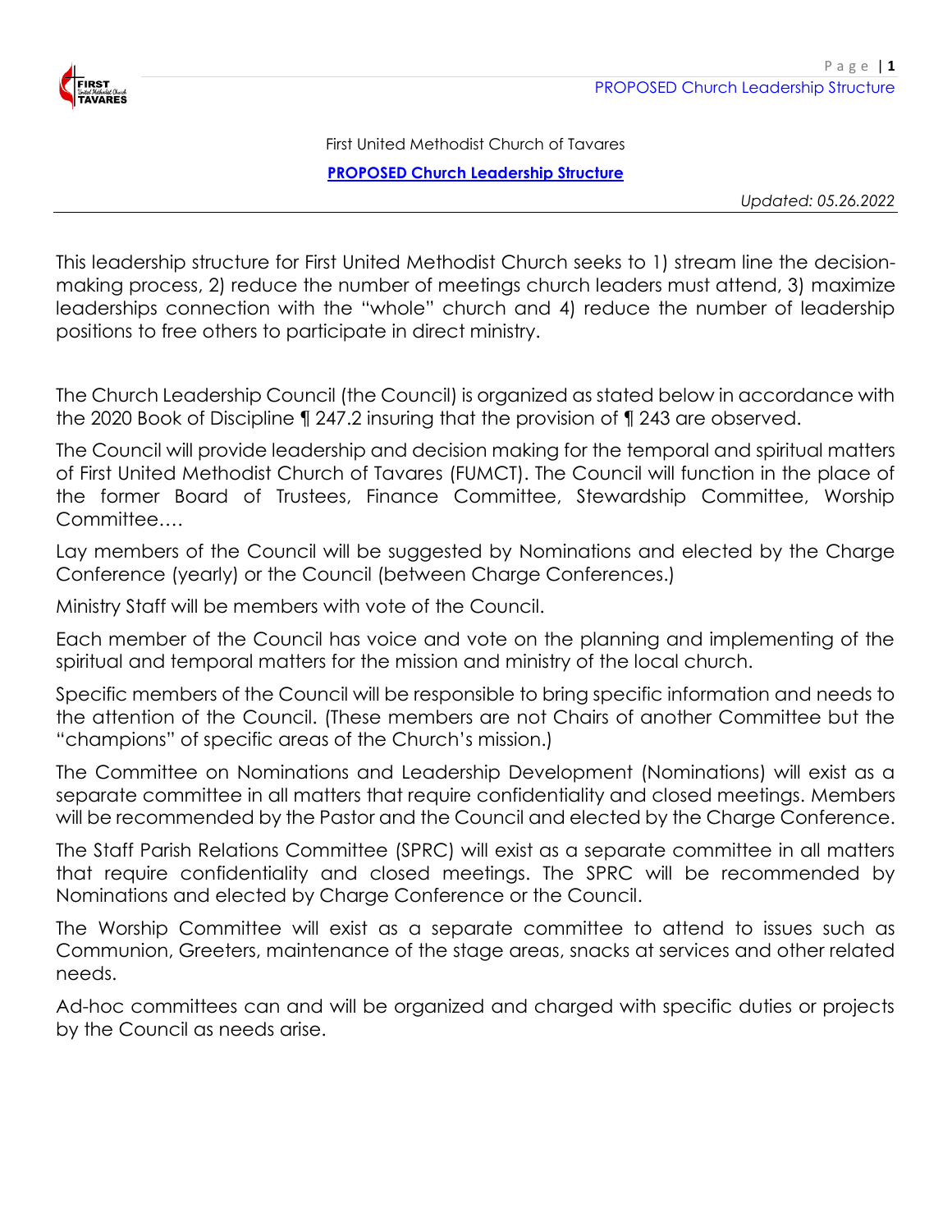First United Methodist Church of Tavares

**PROPOSED Church Leadership Structure**

*Updated: 05.26.2022*

---

This leadership structure for First United Methodist Church seeks to 1) stream line the decision-making process, 2) reduce the number of meetings church leaders must attend, 3) maximize leaderships connection with the "whole" church and 4) reduce the number of leadership positions to free others to participate in direct ministry.

The Church Leadership Council (the Council) is organized as stated below in accordance with the 2020 Book of Discipline ¶ 247.2 insuring that the provision of ¶ 243 are observed.

The Council will provide leadership and decision making for the temporal and spiritual matters of First United Methodist Church of Tavares (FUMCT). The Council will function in the place of the former Board of Trustees, Finance Committee, Stewardship Committee, Worship Committee….

Lay members of the Council will be suggested by Nominations and elected by the Charge Conference (yearly) or the Council (between Charge Conferences.)

Ministry Staff will be members with vote of the Council.

Each member of the Council has voice and vote on the planning and implementing of the spiritual and temporal matters for the mission and ministry of the local church.

Specific members of the Council will be responsible to bring specific information and needs to the attention of the Council. (These members are not Chairs of another Committee but the "champions" of specific areas of the Church's mission.)

The Committee on Nominations and Leadership Development (Nominations) will exist as a separate committee in all matters that require confidentiality and closed meetings. Members will be recommended by the Pastor and the Council and elected by the Charge Conference.

The Staff Parish Relations Committee (SPRC) will exist as a separate committee in all matters that require confidentiality and closed meetings. The SPRC will be recommended by Nominations and elected by Charge Conference or the Council.

The Worship Committee will exist as a separate committee to attend to issues such as Communion, Greeters, maintenance of the stage areas, snacks at services and other related needs.

Ad-hoc committees can and will be organized and charged with specific duties or projects by the Council as needs arise.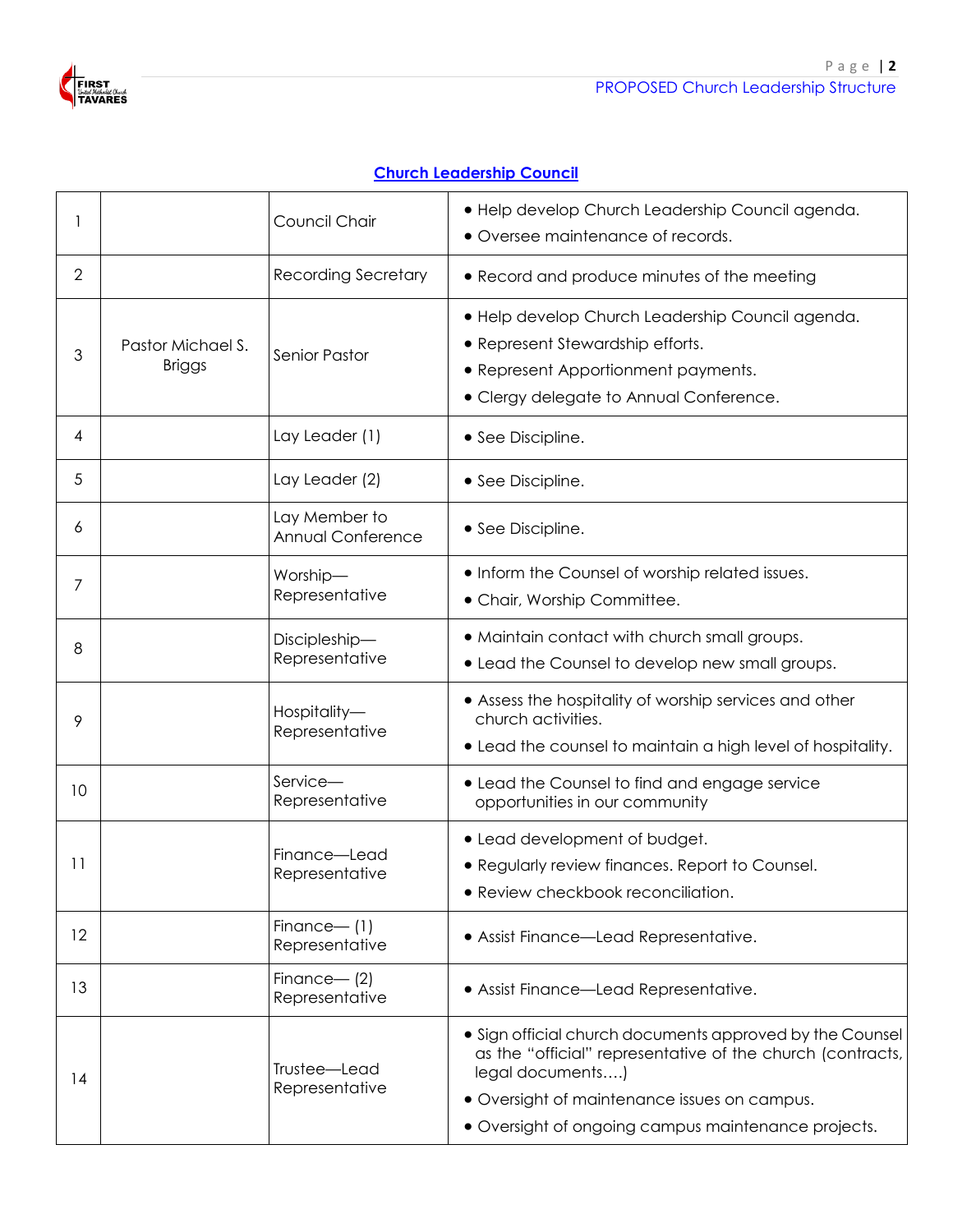## Church Leadership Council

| | | | |
|---|---|---|---|
| 1 | | Council Chair | • Help develop Church Leadership Council agenda.<br>• Oversee maintenance of records. |
| 2 | | Recording Secretary | • Record and produce minutes of the meeting |
| 3 | Pastor Michael S. Briggs | Senior Pastor | • Help develop Church Leadership Council agenda.<br>• Represent Stewardship efforts.<br>• Represent Apportionment payments.<br>• Clergy delegate to Annual Conference. |
| 4 | | Lay Leader (1) | • See Discipline. |
| 5 | | Lay Leader (2) | • See Discipline. |
| 6 | | Lay Member to Annual Conference | • See Discipline. |
| 7 | | Worship—Representative | • Inform the Counsel of worship related issues.<br>• Chair, Worship Committee. |
| 8 | | Discipleship—Representative | • Maintain contact with church small groups.<br>• Lead the Counsel to develop new small groups. |
| 9 | | Hospitality—Representative | • Assess the hospitality of worship services and other church activities.<br>• Lead the counsel to maintain a high level of hospitality. |
| 10 | | Service—Representative | • Lead the Counsel to find and engage service opportunities in our community |
| 11 | | Finance—Lead Representative | • Lead development of budget.<br>• Regularly review finances. Report to Counsel.<br>• Review checkbook reconciliation. |
| 12 | | Finance— (1) Representative | • Assist Finance—Lead Representative. |
| 13 | | Finance— (2) Representative | • Assist Finance—Lead Representative. |
| 14 | | Trustee—Lead Representative | • Sign official church documents approved by the Counsel as the "official" representative of the church (contracts, legal documents….)<br>• Oversight of maintenance issues on campus.<br>• Oversight of ongoing campus maintenance projects. |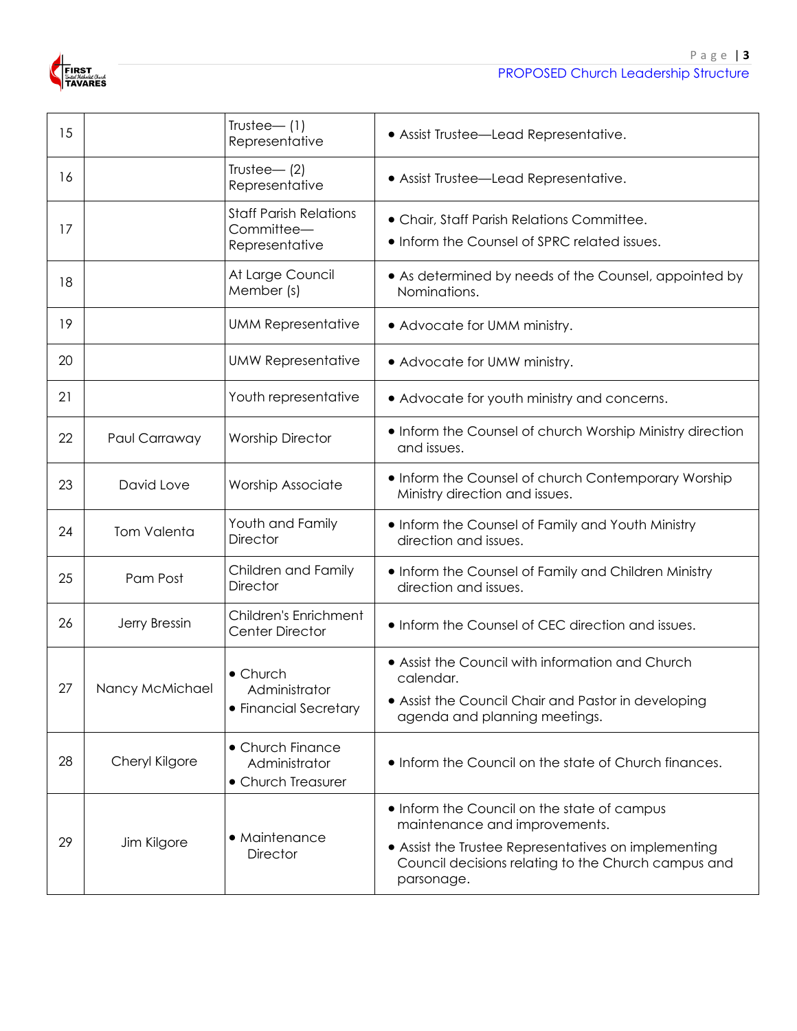| 15 | | Trustee— (1) Representative | • Assist Trustee—Lead Representative. |
|---|---|---|---|
| 16 | | Trustee— (2) Representative | • Assist Trustee—Lead Representative. |
| 17 | | Staff Parish Relations Committee—Representative | • Chair, Staff Parish Relations Committee.<br>• Inform the Counsel of SPRC related issues. |
| 18 | | At Large Council Member (s) | • As determined by needs of the Counsel, appointed by Nominations. |
| 19 | | UMM Representative | • Advocate for UMM ministry. |
| 20 | | UMW Representative | • Advocate for UMW ministry. |
| 21 | | Youth representative | • Advocate for youth ministry and concerns. |
| 22 | Paul Carraway | Worship Director | • Inform the Counsel of church Worship Ministry direction and issues. |
| 23 | David Love | Worship Associate | • Inform the Counsel of church Contemporary Worship Ministry direction and issues. |
| 24 | Tom Valenta | Youth and Family Director | • Inform the Counsel of Family and Youth Ministry direction and issues. |
| 25 | Pam Post | Children and Family Director | • Inform the Counsel of Family and Children Ministry direction and issues. |
| 26 | Jerry Bressin | Children's Enrichment Center Director | • Inform the Counsel of CEC direction and issues. |
| 27 | Nancy McMichael | • Church Administrator<br>• Financial Secretary | • Assist the Council with information and Church calendar.<br>• Assist the Council Chair and Pastor in developing agenda and planning meetings. |
| 28 | Cheryl Kilgore | • Church Finance Administrator<br>• Church Treasurer | • Inform the Council on the state of Church finances. |
| 29 | Jim Kilgore | • Maintenance Director | • Inform the Council on the state of campus maintenance and improvements.<br>• Assist the Trustee Representatives on implementing Council decisions relating to the Church campus and parsonage. |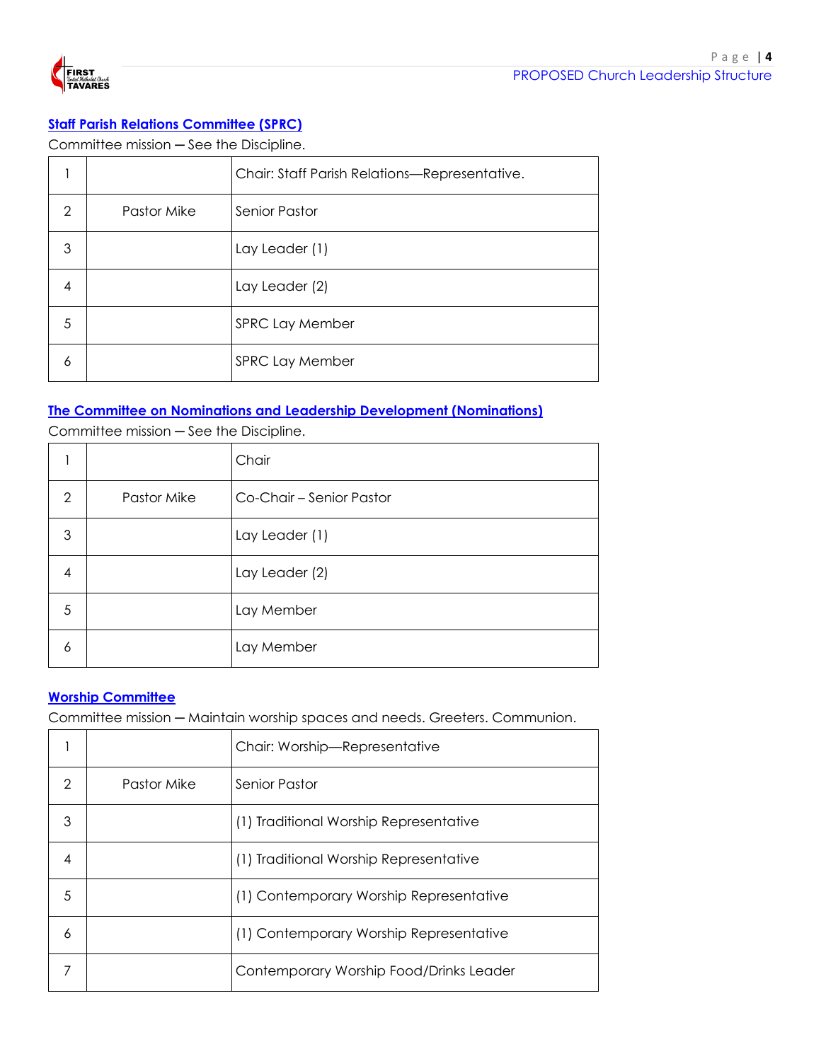## Staff Parish Relations Committee (SPRC)

Committee mission – See the Discipline.

| | | |
|---|---|---|
| 1 | | Chair: Staff Parish Relations—Representative. |
| 2 | Pastor Mike | Senior Pastor |
| 3 | | Lay Leader (1) |
| 4 | | Lay Leader (2) |
| 5 | | SPRC Lay Member |
| 6 | | SPRC Lay Member |

## The Committee on Nominations and Leadership Development (Nominations)

Committee mission – See the Discipline.

| | | |
|---|---|---|
| 1 | | Chair |
| 2 | Pastor Mike | Co-Chair – Senior Pastor |
| 3 | | Lay Leader (1) |
| 4 | | Lay Leader (2) |
| 5 | | Lay Member |
| 6 | | Lay Member |

## Worship Committee

Committee mission – Maintain worship spaces and needs. Greeters. Communion.

| | | |
|---|---|---|
| 1 | | Chair: Worship—Representative |
| 2 | Pastor Mike | Senior Pastor |
| 3 | | (1) Traditional Worship Representative |
| 4 | | (1) Traditional Worship Representative |
| 5 | | (1) Contemporary Worship Representative |
| 6 | | (1) Contemporary Worship Representative |
| 7 | | Contemporary Worship Food/Drinks Leader |